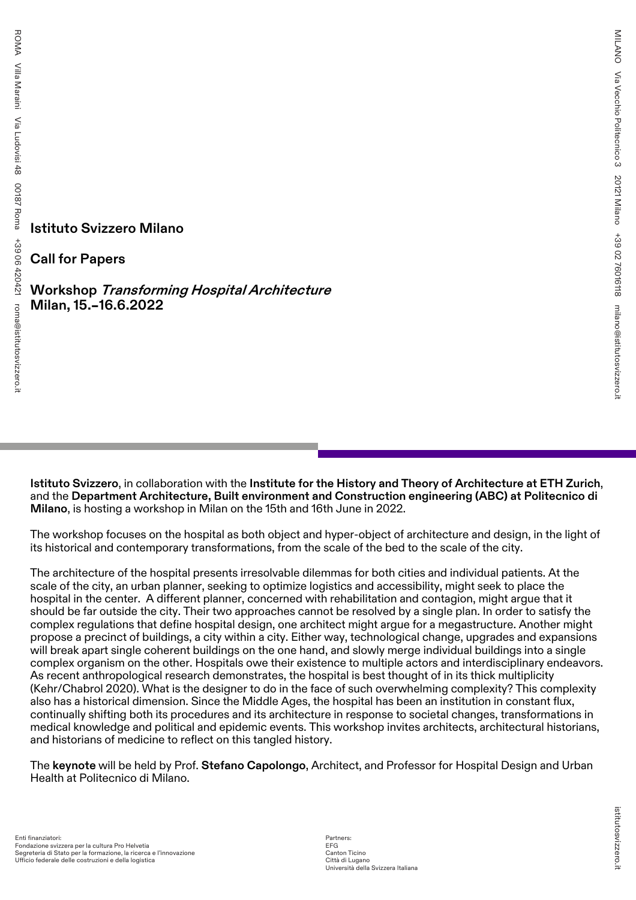# Istituto Svizzero Milano

## Call for Papers

## Workshop *Transforming Hospital Architecture*
## Milan, 15.–16.6.2022

**Istituto Svizzero**, in collaboration with the **Institute for the History and Theory of Architecture at ETH Zurich**, and the **Department Architecture, Built environment and Construction engineering (ABC) at Politecnico di Milano**, is hosting a workshop in Milan on the 15th and 16th June in 2022.

The workshop focuses on the hospital as both object and hyper-object of architecture and design, in the light of its historical and contemporary transformations, from the scale of the bed to the scale of the city.

The architecture of the hospital presents irresolvable dilemmas for both cities and individual patients. At the scale of the city, an urban planner, seeking to optimize logistics and accessibility, might seek to place the hospital in the center. A different planner, concerned with rehabilitation and contagion, might argue that it should be far outside the city. Their two approaches cannot be resolved by a single plan. In order to satisfy the complex regulations that define hospital design, one architect might argue for a megastructure. Another might propose a precinct of buildings, a city within a city. Either way, technological change, upgrades and expansions will break apart single coherent buildings on the one hand, and slowly merge individual buildings into a single complex organism on the other. Hospitals owe their existence to multiple actors and interdisciplinary endeavors. As recent anthropological research demonstrates, the hospital is best thought of in its thick multiplicity (Kehr/Chabrol 2020). What is the designer to do in the face of such overwhelming complexity? This complexity also has a historical dimension. Since the Middle Ages, the hospital has been an institution in constant flux, continually shifting both its procedures and its architecture in response to societal changes, transformations in medical knowledge and political and epidemic events. This workshop invites architects, architectural historians, and historians of medicine to reflect on this tangled history.

The **keynote** will be held by Prof. **Stefano Capolongo**, Architect, and Professor for Hospital Design and Urban Health at Politecnico di Milano.

Enti finanziatori:
Fondazione svizzera per la cultura Pro Helvetia
Segreteria di Stato per la formazione, la ricerca e l'innovazione
Ufficio federale delle costruzioni e della logistica

Partners:
EFG
Canton Ticino
Città di Lugano
Università della Svizzera Italiana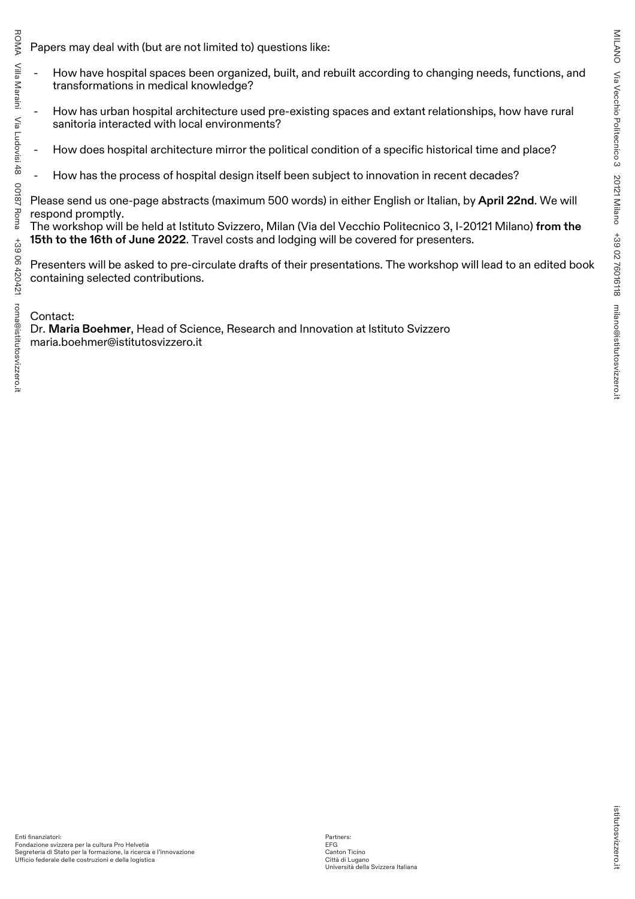Papers may deal with (but are not limited to) questions like:

- How have hospital spaces been organized, built, and rebuilt according to changing needs, functions, and transformations in medical knowledge?
- How has urban hospital architecture used pre-existing spaces and extant relationships, how have rural sanitoria interacted with local environments?
- How does hospital architecture mirror the political condition of a specific historical time and place?
- How has the process of hospital design itself been subject to innovation in recent decades?

Please send us one-page abstracts (maximum 500 words) in either English or Italian, by **April 22nd**. We will respond promptly.
The workshop will be held at Istituto Svizzero, Milan (Via del Vecchio Politecnico 3, I-20121 Milano) **from the 15th to the 16th of June 2022**. Travel costs and lodging will be covered for presenters.

Presenters will be asked to pre-circulate drafts of their presentations. The workshop will lead to an edited book containing selected contributions.

Contact:
Dr. **Maria Boehmer**, Head of Science, Research and Innovation at Istituto Svizzero
maria.boehmer@istitutosvizzero.it

Enti finanziatori:
Fondazione svizzera per la cultura Pro Helvetia
Segreteria di Stato per la formazione, la ricerca e l'innovazione
Ufficio federale delle costruzioni e della logistica

Partners:
EFG
Canton Ticino
Città di Lugano
Università della Svizzera Italiana